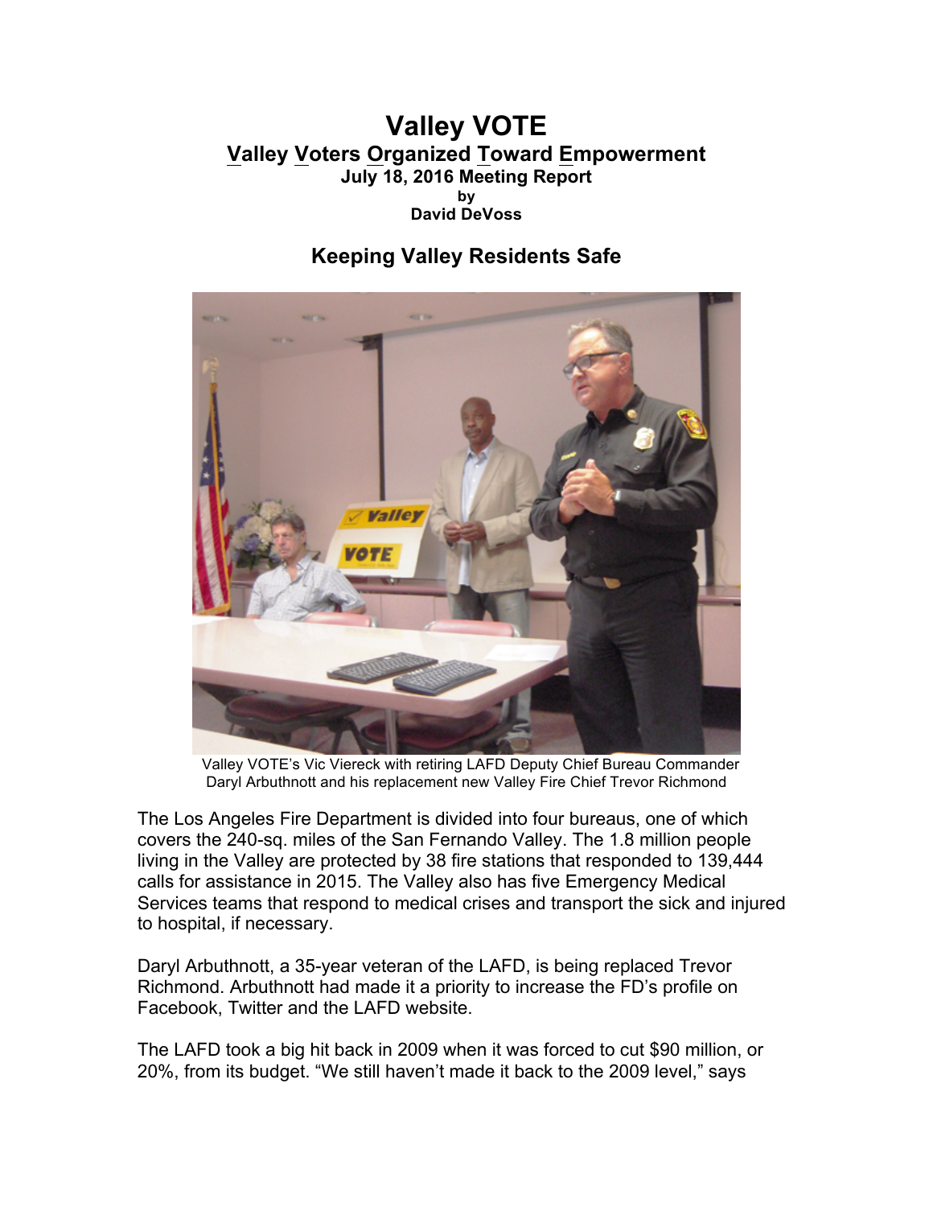# Valley VOTE

## Valley Voters Organized Toward Empowerment

**July 18, 2016 Meeting Report**

**by**

**David DeVoss**

## Keeping Valley Residents Safe

Valley VOTE's Vic Viereck with retiring LAFD Deputy Chief Bureau Commander Daryl Arbuthnott and his replacement new Valley Fire Chief Trevor Richmond

The Los Angeles Fire Department is divided into four bureaus, one of which covers the 240-sq. miles of the San Fernando Valley. The 1.8 million people living in the Valley are protected by 38 fire stations that responded to 139,444 calls for assistance in 2015. The Valley also has five Emergency Medical Services teams that respond to medical crises and transport the sick and injured to hospital, if necessary.

Daryl Arbuthnott, a 35-year veteran of the LAFD, is being replaced Trevor Richmond. Arbuthnott had made it a priority to increase the FD's profile on Facebook, Twitter and the LAFD website.

The LAFD took a big hit back in 2009 when it was forced to cut $90 million, or 20%, from its budget. "We still haven't made it back to the 2009 level," says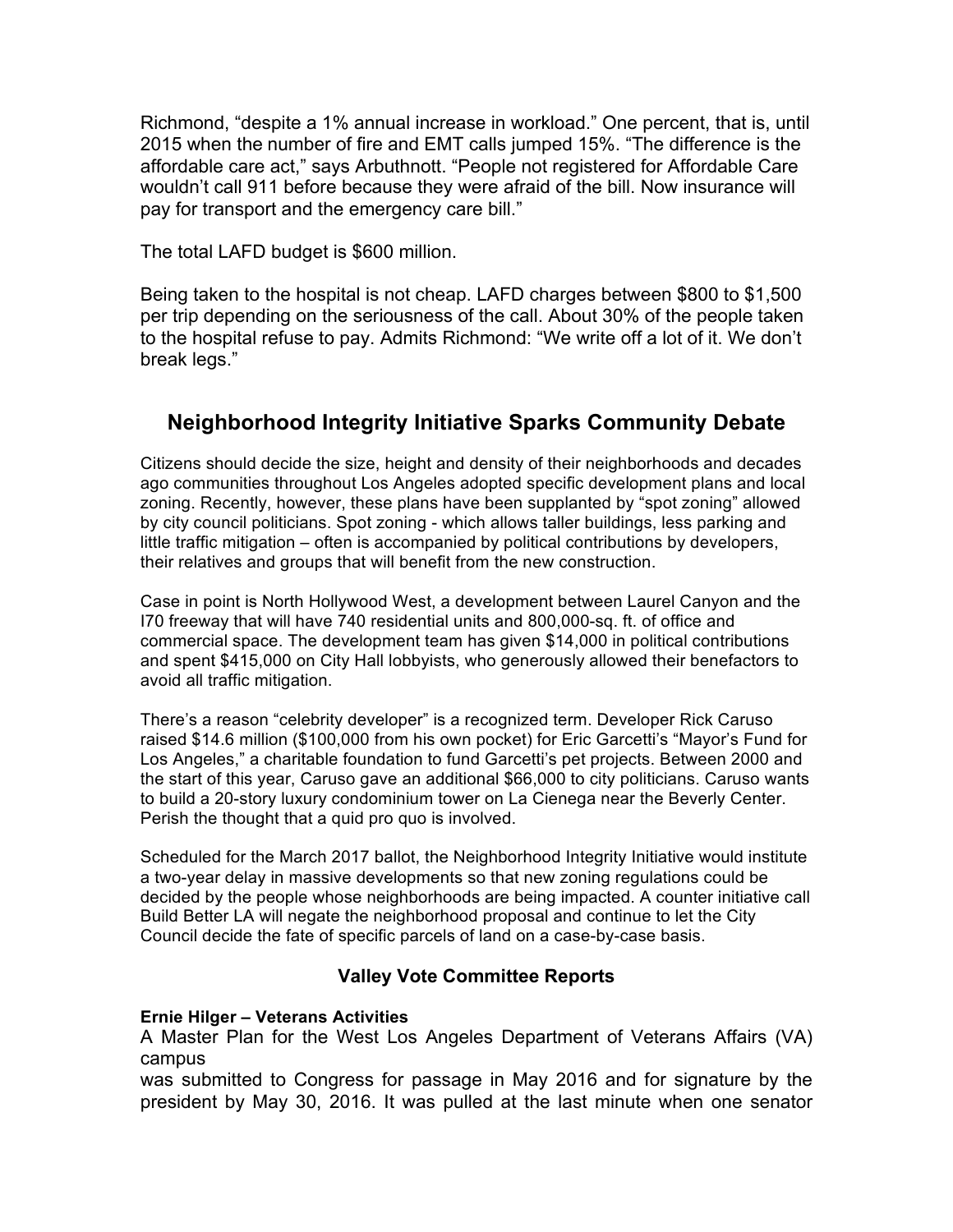Richmond, “despite a 1% annual increase in workload.” One percent, that is, until 2015 when the number of fire and EMT calls jumped 15%. “The difference is the affordable care act,” says Arbuthnott. “People not registered for Affordable Care wouldn’t call 911 before because they were afraid of the bill. Now insurance will pay for transport and the emergency care bill.”

The total LAFD budget is $600 million.

Being taken to the hospital is not cheap. LAFD charges between $800 to $1,500 per trip depending on the seriousness of the call. About 30% of the people taken to the hospital refuse to pay. Admits Richmond: “We write off a lot of it. We don’t break legs.”

## Neighborhood Integrity Initiative Sparks Community Debate

Citizens should decide the size, height and density of their neighborhoods and decades ago communities throughout Los Angeles adopted specific development plans and local zoning. Recently, however, these plans have been supplanted by “spot zoning” allowed by city council politicians. Spot zoning - which allows taller buildings, less parking and little traffic mitigation – often is accompanied by political contributions by developers, their relatives and groups that will benefit from the new construction.

Case in point is North Hollywood West, a development between Laurel Canyon and the I70 freeway that will have 740 residential units and 800,000-sq. ft. of office and commercial space. The development team has given $14,000 in political contributions and spent $415,000 on City Hall lobbyists, who generously allowed their benefactors to avoid all traffic mitigation.

There’s a reason “celebrity developer” is a recognized term. Developer Rick Caruso raised $14.6 million ($100,000 from his own pocket) for Eric Garcetti’s “Mayor’s Fund for Los Angeles,” a charitable foundation to fund Garcetti’s pet projects. Between 2000 and the start of this year, Caruso gave an additional $66,000 to city politicians. Caruso wants to build a 20-story luxury condominium tower on La Cienega near the Beverly Center. Perish the thought that a quid pro quo is involved.

Scheduled for the March 2017 ballot, the Neighborhood Integrity Initiative would institute a two-year delay in massive developments so that new zoning regulations could be decided by the people whose neighborhoods are being impacted. A counter initiative call Build Better LA will negate the neighborhood proposal and continue to let the City Council decide the fate of specific parcels of land on a case-by-case basis.

### Valley Vote Committee Reports

**Ernie Hilger – Veterans Activities**

A Master Plan for the West Los Angeles Department of Veterans Affairs (VA) campus
was submitted to Congress for passage in May 2016 and for signature by the president by May 30, 2016. It was pulled at the last minute when one senator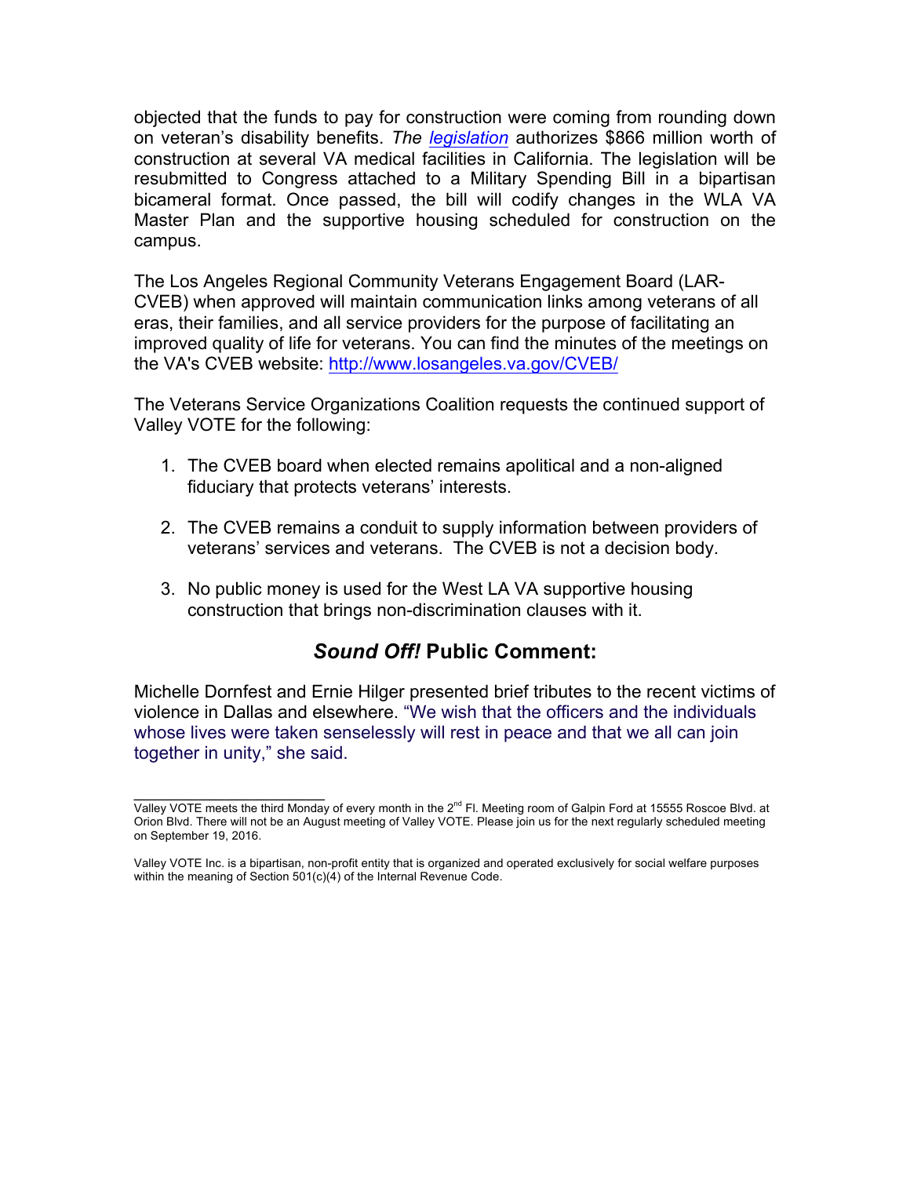objected that the funds to pay for construction were coming from rounding down on veteran's disability benefits. *The legislation* authorizes $866 million worth of construction at several VA medical facilities in California. The legislation will be resubmitted to Congress attached to a Military Spending Bill in a bipartisan bicameral format. Once passed, the bill will codify changes in the WLA VA Master Plan and the supportive housing scheduled for construction on the campus.

The Los Angeles Regional Community Veterans Engagement Board (LAR-CVEB) when approved will maintain communication links among veterans of all eras, their families, and all service providers for the purpose of facilitating an improved quality of life for veterans. You can find the minutes of the meetings on the VA's CVEB website: http://www.losangeles.va.gov/CVEB/

The Veterans Service Organizations Coalition requests the continued support of Valley VOTE for the following:

1. The CVEB board when elected remains apolitical and a non-aligned fiduciary that protects veterans' interests.

2. The CVEB remains a conduit to supply information between providers of veterans' services and veterans. The CVEB is not a decision body.

3. No public money is used for the West LA VA supportive housing construction that brings non-discrimination clauses with it.

## *Sound Off!* Public Comment:

Michelle Dornfest and Ernie Hilger presented brief tributes to the recent victims of violence in Dallas and elsewhere. "We wish that the officers and the individuals whose lives were taken senselessly will rest in peace and that we all can join together in unity," she said.

---

Valley VOTE meets the third Monday of every month in the 2nd Fl. Meeting room of Galpin Ford at 15555 Roscoe Blvd. at Orion Blvd. There will not be an August meeting of Valley VOTE. Please join us for the next regularly scheduled meeting on September 19, 2016.

Valley VOTE Inc. is a bipartisan, non-profit entity that is organized and operated exclusively for social welfare purposes within the meaning of Section 501(c)(4) of the Internal Revenue Code.